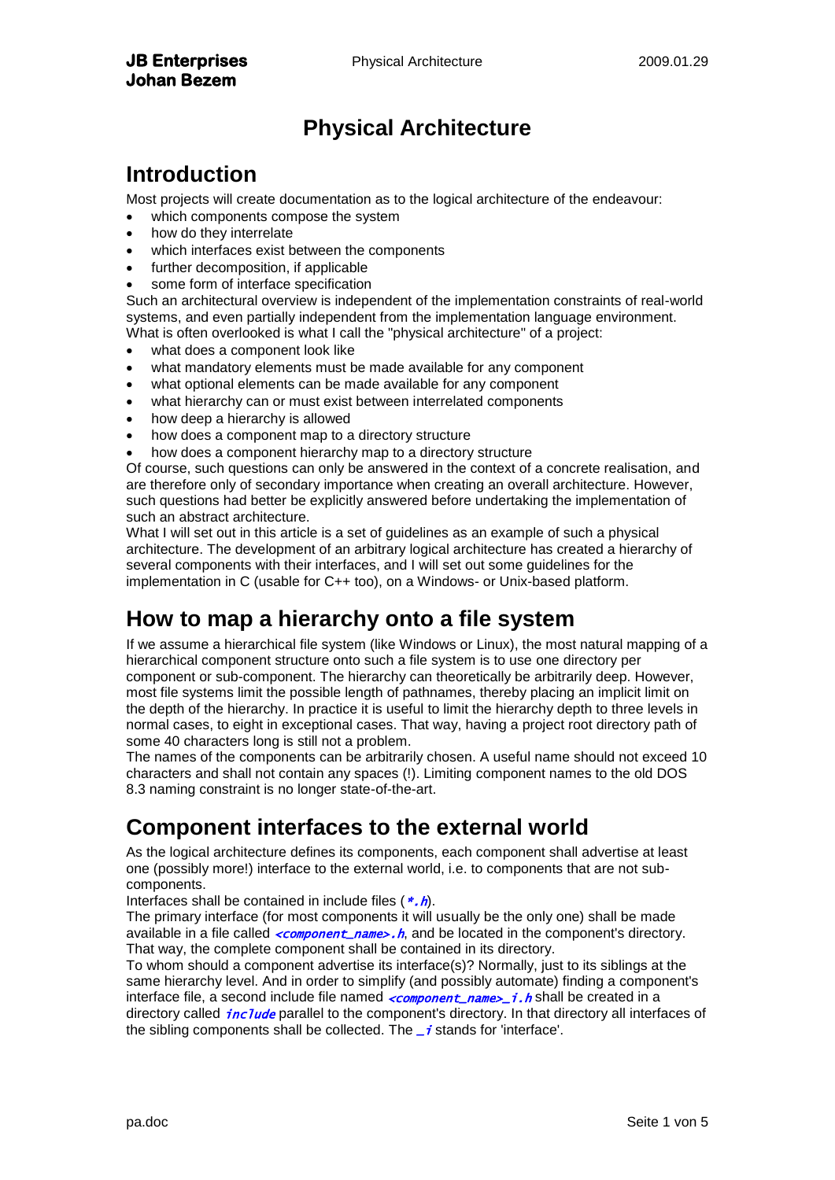# Physical Architecture

## Introduction

Most projects will create documentation as to the logical architecture of the endeavour:

- which components compose the system
- how do they interrelate
- which interfaces exist between the components
- further decomposition, if applicable
- some form of interface specification

Such an architectural overview is independent of the implementation constraints of real-world systems, and even partially independent from the implementation language environment. What is often overlooked is what I call the "physical architecture" of a project:

- what does a component look like
- what mandatory elements must be made available for any component
- what optional elements can be made available for any component
- what hierarchy can or must exist between interrelated components
- how deep a hierarchy is allowed
- how does a component map to a directory structure
- how does a component hierarchy map to a directory structure

Of course, such questions can only be answered in the context of a concrete realisation, and are therefore only of secondary importance when creating an overall architecture. However, such questions had better be explicitly answered before undertaking the implementation of such an abstract architecture.

What I will set out in this article is a set of guidelines as an example of such a physical architecture. The development of an arbitrary logical architecture has created a hierarchy of several components with their interfaces, and I will set out some guidelines for the implementation in C (usable for C++ too), on a Windows- or Unix-based platform.

## How to map a hierarchy onto a file system

If we assume a hierarchical file system (like Windows or Linux), the most natural mapping of a hierarchical component structure onto such a file system is to use one directory per component or sub-component. The hierarchy can theoretically be arbitrarily deep. However, most file systems limit the possible length of pathnames, thereby placing an implicit limit on the depth of the hierarchy. In practice it is useful to limit the hierarchy depth to three levels in normal cases, to eight in exceptional cases. That way, having a project root directory path of some 40 characters long is still not a problem.

The names of the components can be arbitrarily chosen. A useful name should not exceed 10 characters and shall not contain any spaces (!). Limiting component names to the old DOS 8.3 naming constraint is no longer state-of-the-art.

## Component interfaces to the external world

As the logical architecture defines its components, each component shall advertise at least one (possibly more!) interface to the external world, i.e. to components that are not sub-components.

Interfaces shall be contained in include files (`*.h`).

The primary interface (for most components it will usually be the only one) shall be made available in a file called `<component_name>.h`, and be located in the component's directory. That way, the complete component shall be contained in its directory.

To whom should a component advertise its interface(s)? Normally, just to its siblings at the same hierarchy level. And in order to simplify (and possibly automate) finding a component's interface file, a second include file named `<component_name>_i.h` shall be created in a directory called `include` parallel to the component's directory. In that directory all interfaces of the sibling components shall be collected. The `_i` stands for 'interface'.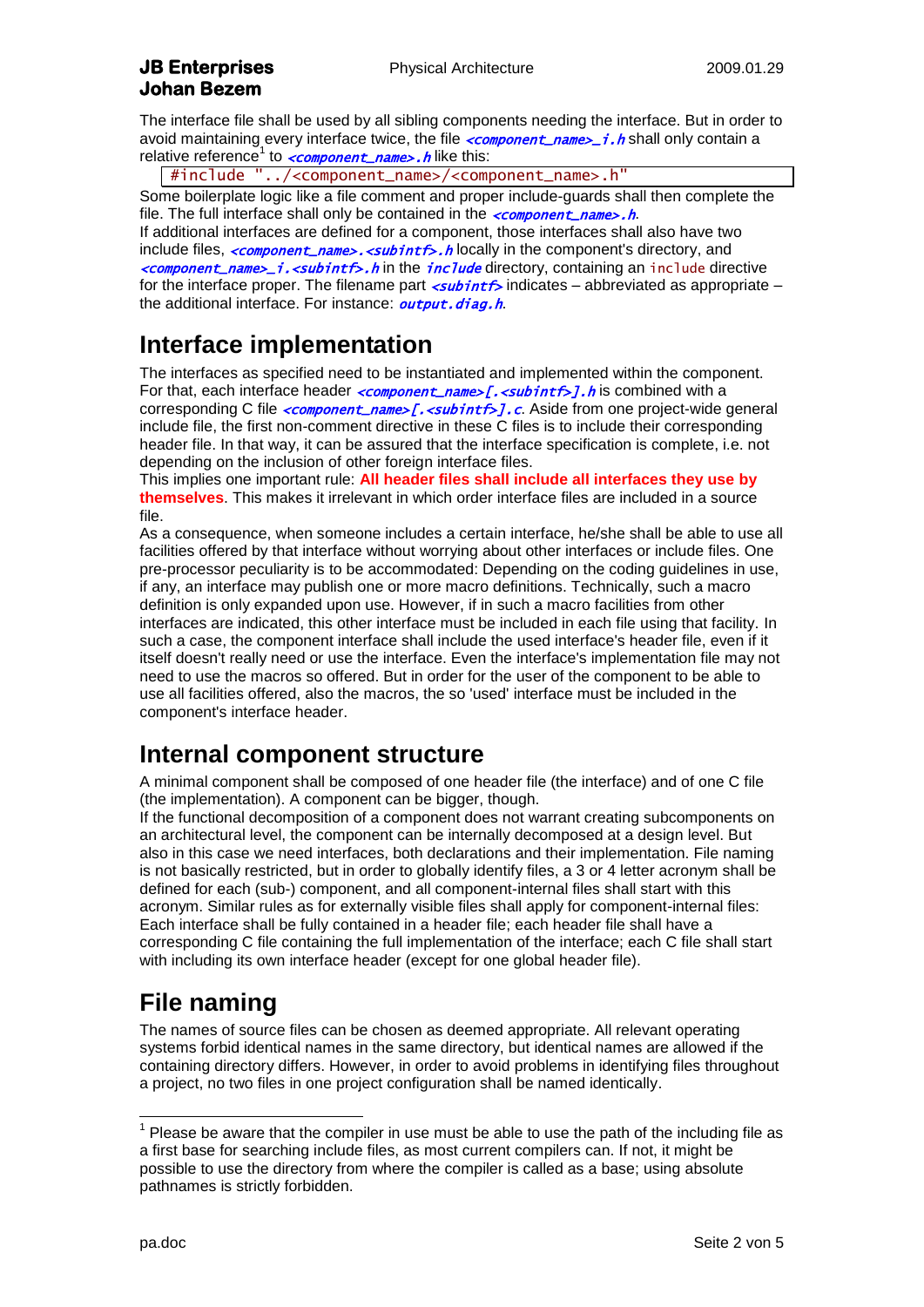The interface file shall be used by all sibling components needing the interface. But in order to avoid maintaining every interface twice, the file *<component_name>_i.h* shall only contain a relative reference[1] to *<component_name>.h* like this:

```
#include "../<component_name>/<component_name>.h"
```

Some boilerplate logic like a file comment and proper include-guards shall then complete the file. The full interface shall only be contained in the *<component_name>.h*.

If additional interfaces are defined for a component, those interfaces shall also have two include files, *<component_name>.<subintf>.h* locally in the component's directory, and *<component_name>_i.<subintf>.h* in the *include* directory, containing an `include` directive for the interface proper. The filename part *<subintf>* indicates – abbreviated as appropriate – the additional interface. For instance: *output.diag.h*.

## Interface implementation

The interfaces as specified need to be instantiated and implemented within the component. For that, each interface header *<component_name>[.<subintf>].h* is combined with a corresponding C file *<component_name>[.<subintf>].c*. Aside from one project-wide general include file, the first non-comment directive in these C files is to include their corresponding header file. In that way, it can be assured that the interface specification is complete, i.e. not depending on the inclusion of other foreign interface files.

This implies one important rule: **All header files shall include all interfaces they use by themselves**. This makes it irrelevant in which order interface files are included in a source file.

As a consequence, when someone includes a certain interface, he/she shall be able to use all facilities offered by that interface without worrying about other interfaces or include files. One pre-processor peculiarity is to be accommodated: Depending on the coding guidelines in use, if any, an interface may publish one or more macro definitions. Technically, such a macro definition is only expanded upon use. However, if in such a macro facilities from other interfaces are indicated, this other interface must be included in each file using that facility. In such a case, the component interface shall include the used interface's header file, even if it itself doesn't really need or use the interface. Even the interface's implementation file may not need to use the macros so offered. But in order for the user of the component to be able to use all facilities offered, also the macros, the so 'used' interface must be included in the component's interface header.

## Internal component structure

A minimal component shall be composed of one header file (the interface) and of one C file (the implementation). A component can be bigger, though.

If the functional decomposition of a component does not warrant creating subcomponents on an architectural level, the component can be internally decomposed at a design level. But also in this case we need interfaces, both declarations and their implementation. File naming is not basically restricted, but in order to globally identify files, a 3 or 4 letter acronym shall be defined for each (sub-) component, and all component-internal files shall start with this acronym. Similar rules as for externally visible files shall apply for component-internal files: Each interface shall be fully contained in a header file; each header file shall have a corresponding C file containing the full implementation of the interface; each C file shall start with including its own interface header (except for one global header file).

## File naming

The names of source files can be chosen as deemed appropriate. All relevant operating systems forbid identical names in the same directory, but identical names are allowed if the containing directory differs. However, in order to avoid problems in identifying files throughout a project, no two files in one project configuration shall be named identically.

---

[1] Please be aware that the compiler in use must be able to use the path of the including file as a first base for searching include files, as most current compilers can. If not, it might be possible to use the directory from where the compiler is called as a base; using absolute pathnames is strictly forbidden.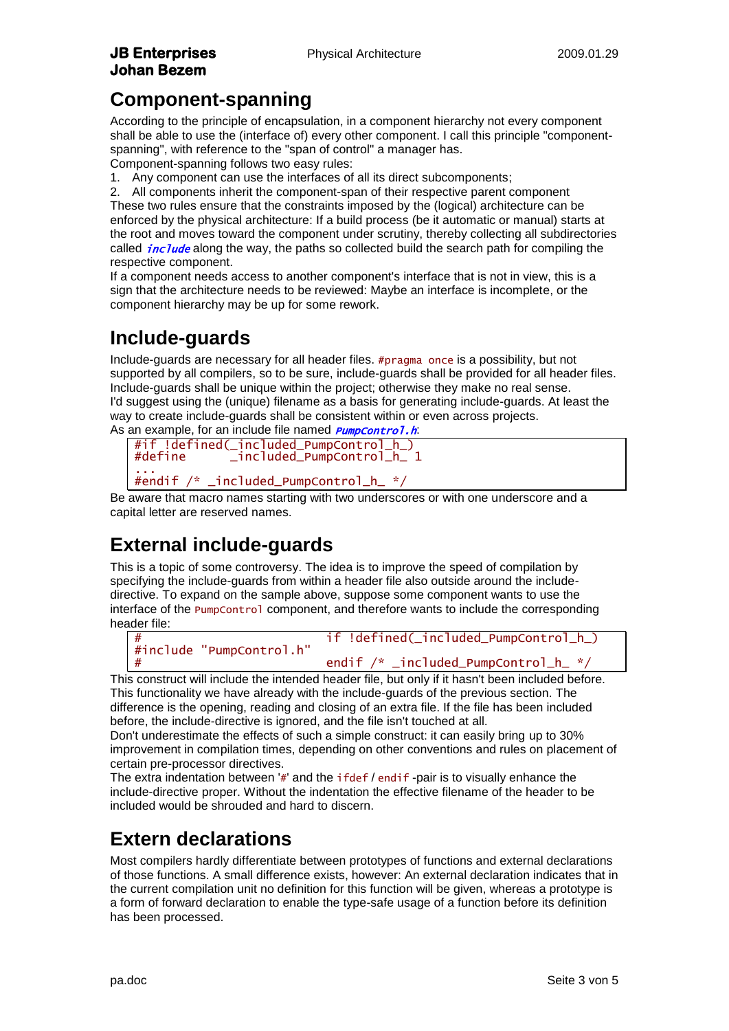## Component-spanning

According to the principle of encapsulation, in a component hierarchy not every component shall be able to use the (interface of) every other component. I call this principle "component-spanning", with reference to the "span of control" a manager has.
Component-spanning follows two easy rules:

1. Any component can use the interfaces of all its direct subcomponents;
2. All components inherit the component-span of their respective parent component

These two rules ensure that the constraints imposed by the (logical) architecture can be enforced by the physical architecture: If a build process (be it automatic or manual) starts at the root and moves toward the component under scrutiny, thereby collecting all subdirectories called *include* along the way, the paths so collected build the search path for compiling the respective component.
If a component needs access to another component's interface that is not in view, this is a sign that the architecture needs to be reviewed: Maybe an interface is incomplete, or the component hierarchy may be up for some rework.

## Include-guards

Include-guards are necessary for all header files. `#pragma once` is a possibility, but not supported by all compilers, so to be sure, include-guards shall be provided for all header files. Include-guards shall be unique within the project; otherwise they make no real sense.
I'd suggest using the (unique) filename as a basis for generating include-guards. At least the way to create include-guards shall be consistent within or even across projects.
As an example, for an include file named *PumpControl.h*:

```
#if !defined(_included_PumpControl_h_)
#define      _included_PumpControl_h_ 1
...
#endif /* _included_PumpControl_h_ */
```

Be aware that macro names starting with two underscores or with one underscore and a capital letter are reserved names.

## External include-guards

This is a topic of some controversy. The idea is to improve the speed of compilation by specifying the include-guards from within a header file also outside around the include-directive. To expand on the sample above, suppose some component wants to use the interface of the `PumpControl` component, and therefore wants to include the corresponding header file:

```
#                           if !defined(_included_PumpControl_h_)
#include "PumpControl.h"
#                           endif /* _included_PumpControl_h_ */
```

This construct will include the intended header file, but only if it hasn't been included before. This functionality we have already with the include-guards of the previous section. The difference is the opening, reading and closing of an extra file. If the file has been included before, the include-directive is ignored, and the file isn't touched at all.
Don't underestimate the effects of such a simple construct: it can easily bring up to 30% improvement in compilation times, depending on other conventions and rules on placement of certain pre-processor directives.
The extra indentation between '`#`' and the `ifdef` / `endif` -pair is to visually enhance the include-directive proper. Without the indentation the effective filename of the header to be included would be shrouded and hard to discern.

## Extern declarations

Most compilers hardly differentiate between prototypes of functions and external declarations of those functions. A small difference exists, however: An external declaration indicates that in the current compilation unit no definition for this function will be given, whereas a prototype is a form of forward declaration to enable the type-safe usage of a function before its definition has been processed.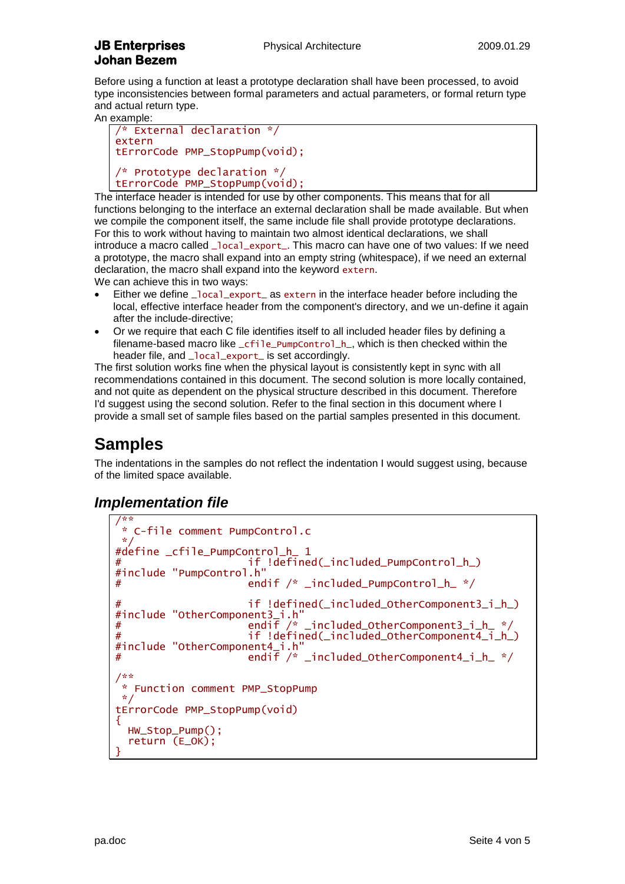Before using a function at least a prototype declaration shall have been processed, to avoid type inconsistencies between formal parameters and actual parameters, or formal return type and actual return type.

An example:

```
/* External declaration */
extern
tErrorCode PMP_StopPump(void);

/* Prototype declaration */
tErrorCode PMP_StopPump(void);
```

The interface header is intended for use by other components. This means that for all functions belonging to the interface an external declaration shall be made available. But when we compile the component itself, the same include file shall provide prototype declarations. For this to work without having to maintain two almost identical declarations, we shall introduce a macro called `_local_export_`. This macro can have one of two values: If we need a prototype, the macro shall expand into an empty string (whitespace), if we need an external declaration, the macro shall expand into the keyword `extern`.

We can achieve this in two ways:

- Either we define `_local_export_` as `extern` in the interface header before including the local, effective interface header from the component's directory, and we un-define it again after the include-directive;
- Or we require that each C file identifies itself to all included header files by defining a filename-based macro like `_cfile_PumpControl_h_`, which is then checked within the header file, and `_local_export_` is set accordingly.

The first solution works fine when the physical layout is consistently kept in sync with all recommendations contained in this document. The second solution is more locally contained, and not quite as dependent on the physical structure described in this document. Therefore I'd suggest using the second solution. Refer to the final section in this document where I provide a small set of sample files based on the partial samples presented in this document.

# Samples

The indentations in the samples do not reflect the indentation I would suggest using, because of the limited space available.

## *Implementation file*

```
/**
 * C-file comment PumpControl.c
 */
#define _cfile_PumpControl_h_ 1
#                    if !defined(_included_PumpControl_h_)
#include "PumpControl.h"
#                    endif /* _included_PumpControl_h_ */

#                    if !defined(_included_OtherComponent3_i_h_)
#include "OtherComponent3_i.h"
#                    endif /* _included_OtherComponent3_i_h_ */
#                    if !defined(_included_OtherComponent4_i_h_)
#include "OtherComponent4_i.h"
#                    endif /* _included_OtherComponent4_i_h_ */

/**
 * Function comment PMP_StopPump
 */
tErrorCode PMP_StopPump(void)
{
  HW_Stop_Pump();
  return (E_OK);
}
```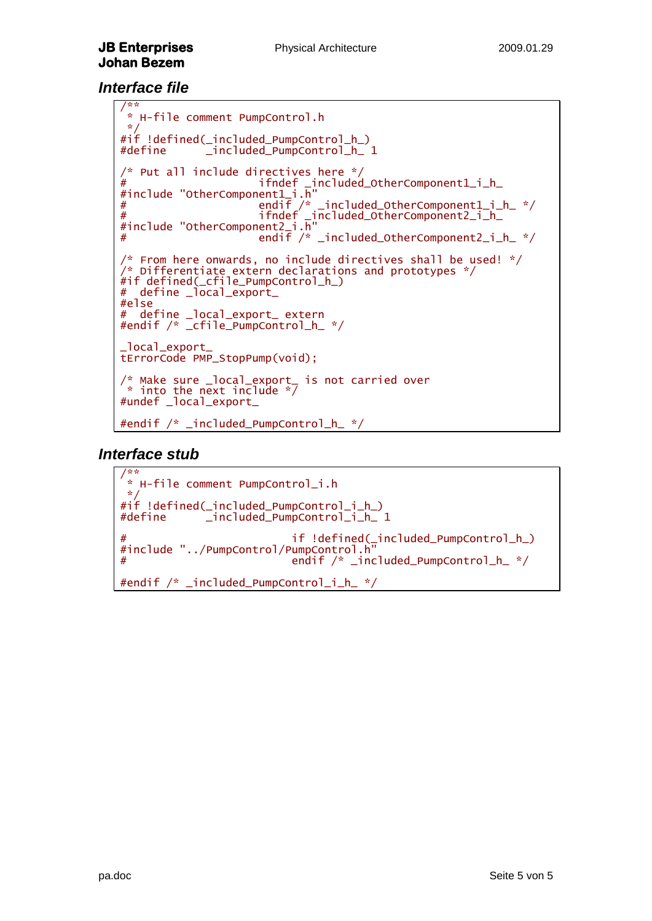### *Interface file*

```
/**
 * H-file comment PumpControl.h
 */
#if !defined(_included_PumpControl_h_)
#define      _included_PumpControl_h_ 1

/* Put all include directives here */
#                     ifndef _included_OtherComponent1_i_h_
#include "OtherComponent1_i.h"
#                     endif /* _included_OtherComponent1_i_h_ */
#                     ifndef _included_OtherComponent2_i_h_
#include "OtherComponent2_i.h"
#                     endif /* _included_OtherComponent2_i_h_ */

/* From here onwards, no include directives shall be used! */
/* Differentiate extern declarations and prototypes */
#if defined(_cfile_PumpControl_h_)
#  define _local_export_
#else
#  define _local_export_ extern
#endif /* _cfile_PumpControl_h_ */

_local_export_
tErrorCode PMP_StopPump(void);

/* Make sure _local_export_ is not carried over
 * into the next include */
#undef _local_export_

#endif /* _included_PumpControl_h_ */
```

### *Interface stub*

```
/**
 * H-file comment PumpControl_i.h
 */
#if !defined(_included_PumpControl_i_h_)
#define      _included_PumpControl_i_h_ 1

#                          if !defined(_included_PumpControl_h_)
#include "../PumpControl/PumpControl.h"
#                          endif /* _included_PumpControl_h_ */

#endif /* _included_PumpControl_i_h_ */
```